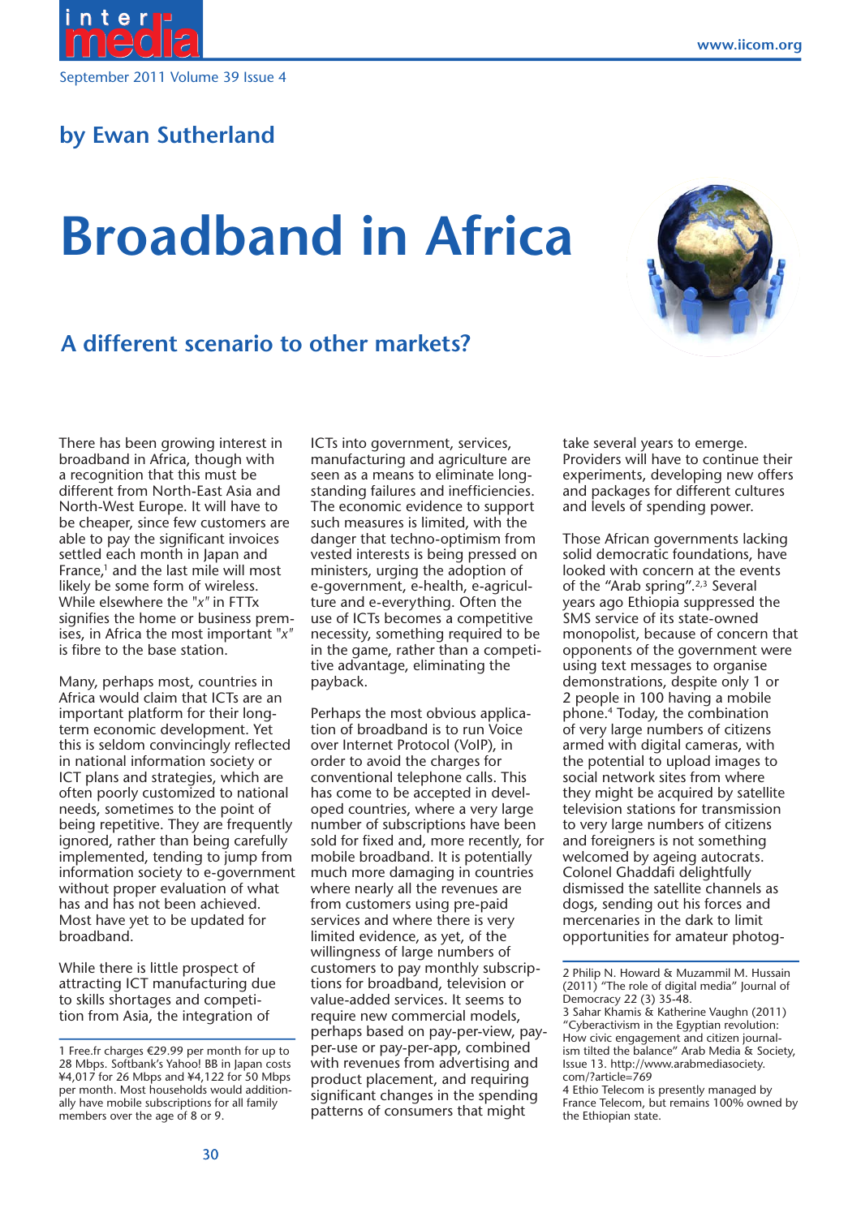by Ewan Sutherland

# Broadband in Africa

## A different scenario to other markets?

There has been growing interest in broadband in Africa, though with a recognition that this must be different from North-East Asia and North-West Europe. It will have to be cheaper, since few customers are able to pay the significant invoices settled each month in Japan and France,[1] and the last mile will most likely be some form of wireless. While elsewhere the "*x*" in FTTx signifies the home or business premises, in Africa the most important "*x*" is fibre to the base station.

Many, perhaps most, countries in Africa would claim that ICTs are an important platform for their long-term economic development. Yet this is seldom convincingly reflected in national information society or ICT plans and strategies, which are often poorly customized to national needs, sometimes to the point of being repetitive. They are frequently ignored, rather than being carefully implemented, tending to jump from information society to e-government without proper evaluation of what has and has not been achieved. Most have yet to be updated for broadband.

While there is little prospect of attracting ICT manufacturing due to skills shortages and competition from Asia, the integration of ICTs into government, services, manufacturing and agriculture are seen as a means to eliminate long-standing failures and inefficiencies. The economic evidence to support such measures is limited, with the danger that techno-optimism from vested interests is being pressed on ministers, urging the adoption of e-government, e-health, e-agriculture and e-everything. Often the use of ICTs becomes a competitive necessity, something required to be in the game, rather than a competitive advantage, eliminating the payback.

Perhaps the most obvious application of broadband is to run Voice over Internet Protocol (VoIP), in order to avoid the charges for conventional telephone calls. This has come to be accepted in developed countries, where a very large number of subscriptions have been sold for fixed and, more recently, for mobile broadband. It is potentially much more damaging in countries where nearly all the revenues are from customers using pre-paid services and where there is very limited evidence, as yet, of the willingness of large numbers of customers to pay monthly subscriptions for broadband, television or value-added services. It seems to require new commercial models, perhaps based on pay-per-view, pay-per-use or pay-per-app, combined with revenues from advertising and product placement, and requiring significant changes in the spending patterns of consumers that might take several years to emerge. Providers will have to continue their experiments, developing new offers and packages for different cultures and levels of spending power.

Those African governments lacking solid democratic foundations, have looked with concern at the events of the "Arab spring".[2,3] Several years ago Ethiopia suppressed the SMS service of its state-owned monopolist, because of concern that opponents of the government were using text messages to organise demonstrations, despite only 1 or 2 people in 100 having a mobile phone.[4] Today, the combination of very large numbers of citizens armed with digital cameras, with the potential to upload images to social network sites from where they might be acquired by satellite television stations for transmission to very large numbers of citizens and foreigners is not something welcomed by ageing autocrats. Colonel Ghaddafi delightfully dismissed the satellite channels as dogs, sending out his forces and mercenaries in the dark to limit opportunities for amateur photog-

---

1 Free.fr charges €29.99 per month for up to 28 Mbps. Softbank's Yahoo! BB in Japan costs ¥4,017 for 26 Mbps and ¥4,122 for 50 Mbps per month. Most households would additionally have mobile subscriptions for all family members over the age of 8 or 9.

2 Philip N. Howard & Muzammil M. Hussain (2011) "The role of digital media" Journal of Democracy 22 (3) 35-48.

3 Sahar Khamis & Katherine Vaughn (2011) "Cyberactivism in the Egyptian revolution: How civic engagement and citizen journalism tilted the balance" Arab Media & Society, Issue 13. http://www.arabmediasociety.com/?article=769

4 Ethio Telecom is presently managed by France Telecom, but remains 100% owned by the Ethiopian state.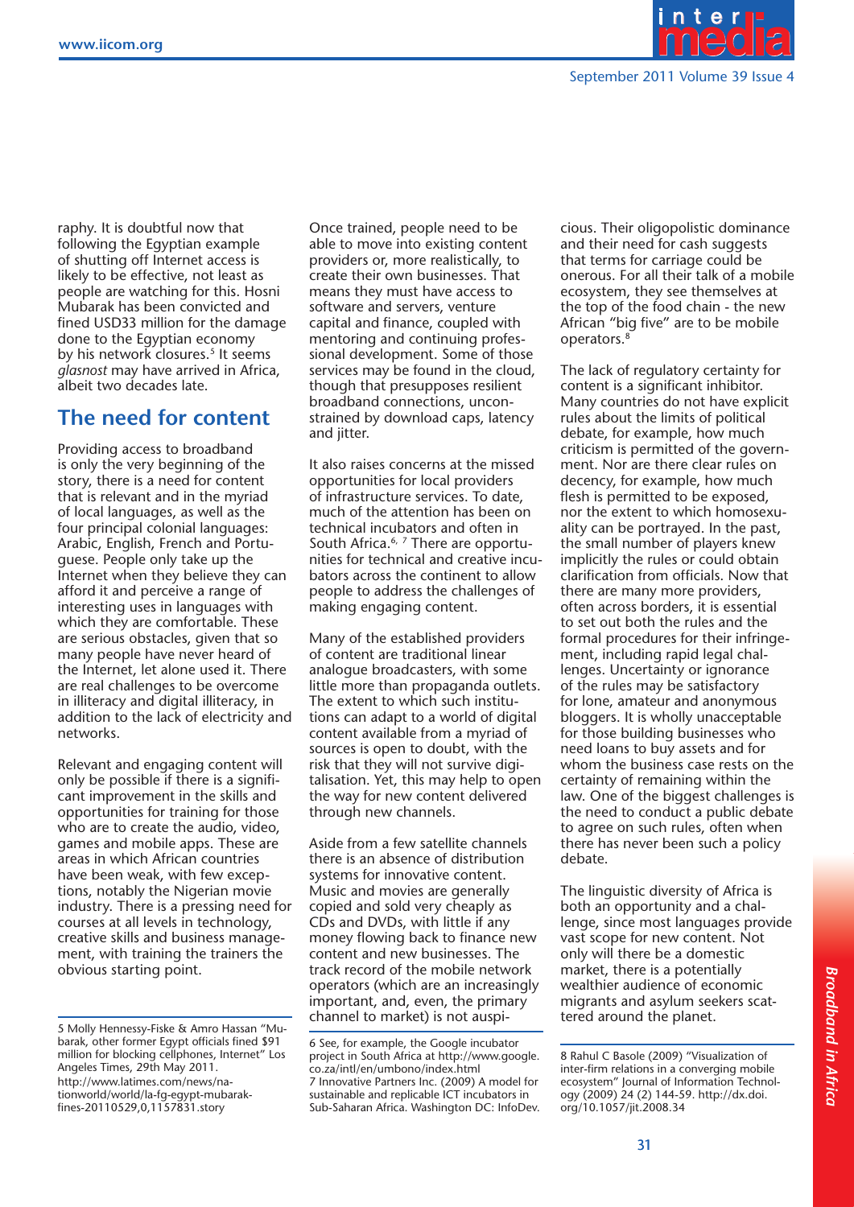raphy. It is doubtful now that following the Egyptian example of shutting off Internet access is likely to be effective, not least as people are watching for this. Hosni Mubarak has been convicted and fined USD33 million for the damage done to the Egyptian economy by his network closures.[5] It seems *glasnost* may have arrived in Africa, albeit two decades late.

## The need for content

Providing access to broadband is only the very beginning of the story, there is a need for content that is relevant and in the myriad of local languages, as well as the four principal colonial languages: Arabic, English, French and Portuguese. People only take up the Internet when they believe they can afford it and perceive a range of interesting uses in languages with which they are comfortable. These are serious obstacles, given that so many people have never heard of the Internet, let alone used it. There are real challenges to be overcome in illiteracy and digital illiteracy, in addition to the lack of electricity and networks.

Relevant and engaging content will only be possible if there is a significant improvement in the skills and opportunities for training for those who are to create the audio, video, games and mobile apps. These are areas in which African countries have been weak, with few exceptions, notably the Nigerian movie industry. There is a pressing need for courses at all levels in technology, creative skills and business management, with training the trainers the obvious starting point.

Once trained, people need to be able to move into existing content providers or, more realistically, to create their own businesses. That means they must have access to software and servers, venture capital and finance, coupled with mentoring and continuing professional development. Some of those services may be found in the cloud, though that presupposes resilient broadband connections, unconstrained by download caps, latency and jitter.

It also raises concerns at the missed opportunities for local providers of infrastructure services. To date, much of the attention has been on technical incubators and often in South Africa.[6, 7] There are opportunities for technical and creative incubators across the continent to allow people to address the challenges of making engaging content.

Many of the established providers of content are traditional linear analogue broadcasters, with some little more than propaganda outlets. The extent to which such institutions can adapt to a world of digital content available from a myriad of sources is open to doubt, with the risk that they will not survive digitalisation. Yet, this may help to open the way for new content delivered through new channels.

Aside from a few satellite channels there is an absence of distribution systems for innovative content. Music and movies are generally copied and sold very cheaply as CDs and DVDs, with little if any money flowing back to finance new content and new businesses. The track record of the mobile network operators (which are an increasingly important, and, even, the primary channel to market) is not auspicious. Their oligopolistic dominance and their need for cash suggests that terms for carriage could be onerous. For all their talk of a mobile ecosystem, they see themselves at the top of the food chain - the new African "big five" are to be mobile operators.[8]

The lack of regulatory certainty for content is a significant inhibitor. Many countries do not have explicit rules about the limits of political debate, for example, how much criticism is permitted of the government. Nor are there clear rules on decency, for example, how much flesh is permitted to be exposed, nor the extent to which homosexuality can be portrayed. In the past, the small number of players knew implicitly the rules or could obtain clarification from officials. Now that there are many more providers, often across borders, it is essential to set out both the rules and the formal procedures for their infringement, including rapid legal challenges. Uncertainty or ignorance of the rules may be satisfactory for lone, amateur and anonymous bloggers. It is wholly unacceptable for those building businesses who need loans to buy assets and for whom the business case rests on the certainty of remaining within the law. One of the biggest challenges is the need to conduct a public debate to agree on such rules, often when there has never been such a policy debate.

The linguistic diversity of Africa is both an opportunity and a challenge, since most languages provide vast scope for new content. Not only will there be a domestic market, there is a potentially wealthier audience of economic migrants and asylum seekers scattered around the planet.

---

5 Molly Hennessy-Fiske & Amro Hassan "Mubarak, other former Egypt officials fined $91 million for blocking cellphones, Internet" Los Angeles Times, 29th May 2011. http://www.latimes.com/news/nationworld/world/la-fg-egypt-mubarak-fines-20110529,0,1157831.story

6 See, for example, the Google incubator project in South Africa at http://www.google.co.za/intl/en/umbono/index.html

7 Innovative Partners Inc. (2009) A model for sustainable and replicable ICT incubators in Sub-Saharan Africa. Washington DC: InfoDev.

8 Rahul C Basole (2009) "Visualization of inter-firm relations in a converging mobile ecosystem" Journal of Information Technology (2009) 24 (2) 144-59. http://dx.doi.org/10.1057/jit.2008.34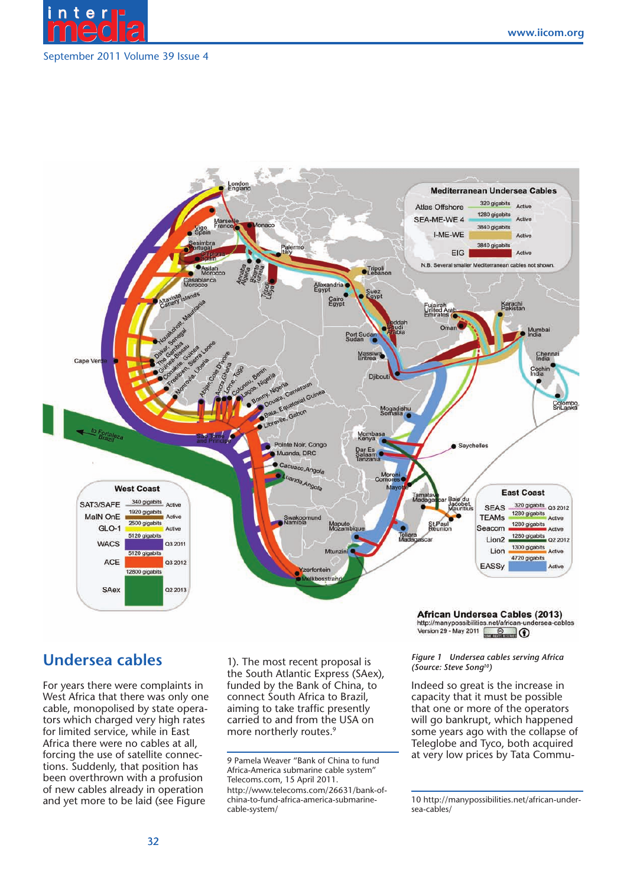## Undersea cables

For years there were complaints in West Africa that there was only one cable, monopolised by state operators which charged very high rates for limited service, while in East Africa there were no cables at all, forcing the use of satellite connections. Suddenly, that position has been overthrown with a profusion of new cables already in operation and yet more to be laid (see Figure 1). The most recent proposal is the South Atlantic Express (SAex), funded by the Bank of China, to connect South Africa to Brazil, aiming to take traffic presently carried to and from the USA on more northerly routes.[9]

*Figure 1 Undersea cables serving Africa (Source: Steve Song[10])*

Indeed so great is the increase in capacity that it must be possible that one or more of the operators will go bankrupt, which happened some years ago with the collapse of Teleglobe and Tyco, both acquired at very low prices by Tata Commu-

---

9 Pamela Weaver "Bank of China to fund Africa-America submarine cable system" Telecoms.com, 15 April 2011. http://www.telecoms.com/26631/bank-of-china-to-fund-africa-america-submarine-cable-system/

10 http://manypossibilities.net/african-undersea-cables/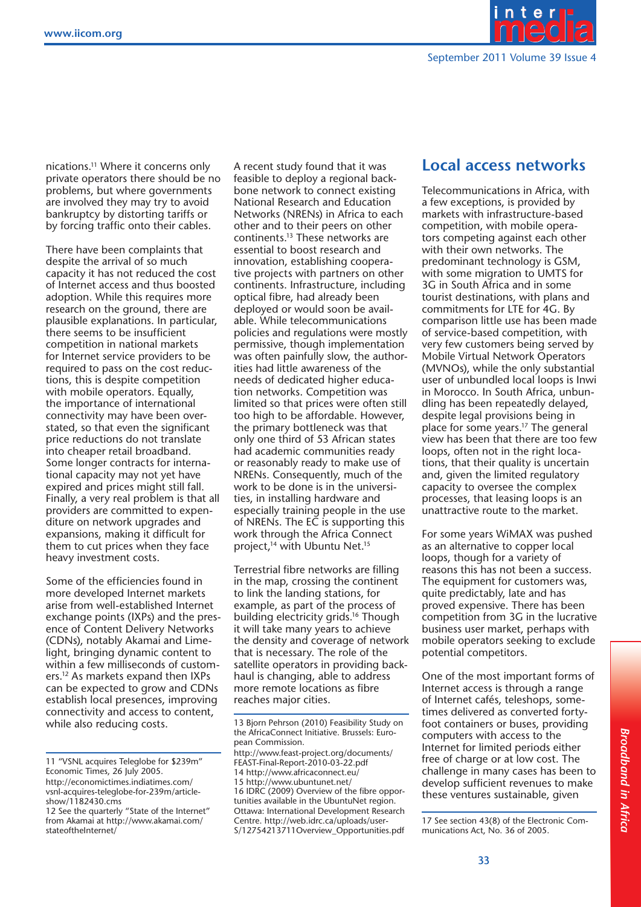nications.[11] Where it concerns only private operators there should be no problems, but where governments are involved they may try to avoid bankruptcy by distorting tariffs or by forcing traffic onto their cables.

There have been complaints that despite the arrival of so much capacity it has not reduced the cost of Internet access and thus boosted adoption. While this requires more research on the ground, there are plausible explanations. In particular, there seems to be insufficient competition in national markets for Internet service providers to be required to pass on the cost reductions, this is despite competition with mobile operators. Equally, the importance of international connectivity may have been overstated, so that even the significant price reductions do not translate into cheaper retail broadband. Some longer contracts for international capacity may not yet have expired and prices might still fall. Finally, a very real problem is that all providers are committed to expenditure on network upgrades and expansions, making it difficult for them to cut prices when they face heavy investment costs.

Some of the efficiencies found in more developed Internet markets arise from well-established Internet exchange points (IXPs) and the presence of Content Delivery Networks (CDNs), notably Akamai and Limelight, bringing dynamic content to within a few milliseconds of customers.[12] As markets expand then IXPs can be expected to grow and CDNs establish local presences, improving connectivity and access to content, while also reducing costs.

A recent study found that it was feasible to deploy a regional backbone network to connect existing National Research and Education Networks (NRENs) in Africa to each other and to their peers on other continents.[13] These networks are essential to boost research and innovation, establishing cooperative projects with partners on other continents. Infrastructure, including optical fibre, had already been deployed or would soon be available. While telecommunications policies and regulations were mostly permissive, though implementation was often painfully slow, the authorities had little awareness of the needs of dedicated higher education networks. Competition was limited so that prices were often still too high to be affordable. However, the primary bottleneck was that only one third of 53 African states had academic communities ready or reasonably ready to make use of NRENs. Consequently, much of the work to be done is in the universities, in installing hardware and especially training people in the use of NRENs. The EC is supporting this work through the Africa Connect project,[14] with Ubuntu Net.[15]

Terrestrial fibre networks are filling in the map, crossing the continent to link the landing stations, for example, as part of the process of building electricity grids.[16] Though it will take many years to achieve the density and coverage of network that is necessary. The role of the satellite operators in providing backhaul is changing, able to address more remote locations as fibre reaches major cities.

## Local access networks

Telecommunications in Africa, with a few exceptions, is provided by markets with infrastructure-based competition, with mobile operators competing against each other with their own networks. The predominant technology is GSM, with some migration to UMTS for 3G in South Africa and in some tourist destinations, with plans and commitments for LTE for 4G. By comparison little use has been made of service-based competition, with very few customers being served by Mobile Virtual Network Operators (MVNOs), while the only substantial user of unbundled local loops is Inwi in Morocco. In South Africa, unbundling has been repeatedly delayed, despite legal provisions being in place for some years.[17] The general view has been that there are too few loops, often not in the right locations, that their quality is uncertain and, given the limited regulatory capacity to oversee the complex processes, that leasing loops is an unattractive route to the market.

For some years WiMAX was pushed as an alternative to copper local loops, though for a variety of reasons this has not been a success. The equipment for customers was, quite predictably, late and has proved expensive. There has been competition from 3G in the lucrative business user market, perhaps with mobile operators seeking to exclude potential competitors.

One of the most important forms of Internet access is through a range of Internet cafés, teleshops, sometimes delivered as converted forty-foot containers or buses, providing computers with access to the Internet for limited periods either free of charge or at low cost. The challenge in many cases has been to develop sufficient revenues to make these ventures sustainable, given

---

11 "VSNL acquires Teleglobe for $239m" Economic Times, 26 July 2005. http://economictimes.indiatimes.com/vsnl-acquires-teleglobe-for-239m/articleshow/1182430.cms

12 See the quarterly "State of the Internet" from Akamai at http://www.akamai.com/stateoftheInternet/

13 Bjorn Pehrson (2010) Feasibility Study on the AfricaConnect Initiative. Brussels: European Commission. http://www.feast-project.org/documents/FEAST-Final-Report-2010-03-22.pdf

14 http://www.africaconnect.eu/

15 http://www.ubuntunet.net/

16 IDRC (2009) Overview of the fibre opportunities available in the UbuntuNet region. Ottawa: International Development Research Centre. http://web.idrc.ca/uploads/user-S/12754213711Overview_Opportunities.pdf

17 See section 43(8) of the Electronic Communications Act, No. 36 of 2005.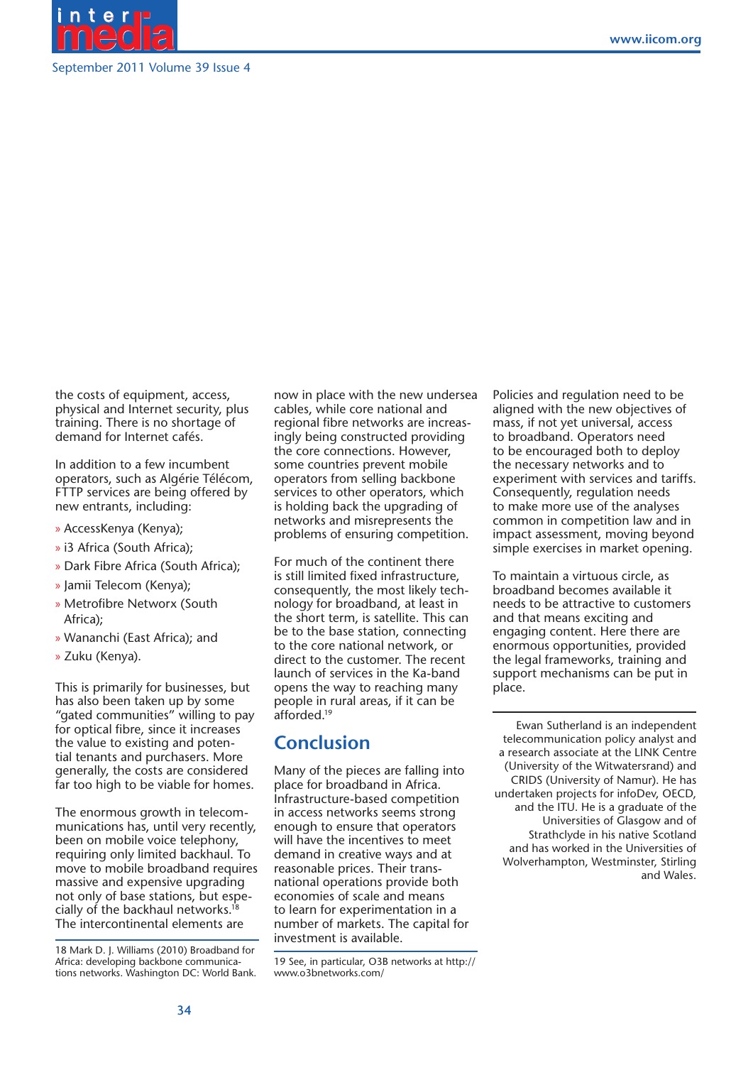the costs of equipment, access, physical and Internet security, plus training. There is no shortage of demand for Internet cafés.

In addition to a few incumbent operators, such as Algérie Télécom, FTTP services are being offered by new entrants, including:

- AccessKenya (Kenya);
- i3 Africa (South Africa);
- Dark Fibre Africa (South Africa);
- Jamii Telecom (Kenya);
- Metrofibre Networx (South Africa);
- Wananchi (East Africa); and
- Zuku (Kenya).

This is primarily for businesses, but has also been taken up by some "gated communities" willing to pay for optical fibre, since it increases the value to existing and potential tenants and purchasers. More generally, the costs are considered far too high to be viable for homes.

The enormous growth in telecommunications has, until very recently, been on mobile voice telephony, requiring only limited backhaul. To move to mobile broadband requires massive and expensive upgrading not only of base stations, but especially of the backhaul networks.[18] The intercontinental elements are now in place with the new undersea cables, while core national and regional fibre networks are increasingly being constructed providing the core connections. However, some countries prevent mobile operators from selling backbone services to other operators, which is holding back the upgrading of networks and misrepresents the problems of ensuring competition.

For much of the continent there is still limited fixed infrastructure, consequently, the most likely technology for broadband, at least in the short term, is satellite. This can be to the base station, connecting to the core national network, or direct to the customer. The recent launch of services in the Ka-band opens the way to reaching many people in rural areas, if it can be afforded.[19]

## Conclusion

Many of the pieces are falling into place for broadband in Africa. Infrastructure-based competition in access networks seems strong enough to ensure that operators will have the incentives to meet demand in creative ways and at reasonable prices. Their transnational operations provide both economies of scale and means to learn for experimentation in a number of markets. The capital for investment is available.

Policies and regulation need to be aligned with the new objectives of mass, if not yet universal, access to broadband. Operators need to be encouraged both to deploy the necessary networks and to experiment with services and tariffs. Consequently, regulation needs to make more use of the analyses common in competition law and in impact assessment, moving beyond simple exercises in market opening.

To maintain a virtuous circle, as broadband becomes available it needs to be attractive to customers and that means exciting and engaging content. Here there are enormous opportunities, provided the legal frameworks, training and support mechanisms can be put in place.

---

Ewan Sutherland is an independent telecommunication policy analyst and a research associate at the LINK Centre (University of the Witwatersrand) and CRIDS (University of Namur). He has undertaken projects for infoDev, OECD, and the ITU. He is a graduate of the Universities of Glasgow and of Strathclyde in his native Scotland and has worked in the Universities of Wolverhampton, Westminster, Stirling and Wales.

---

18 Mark D. J. Williams (2010) Broadband for Africa: developing backbone communications networks. Washington DC: World Bank.

19 See, in particular, O3B networks at http://www.o3bnetworks.com/